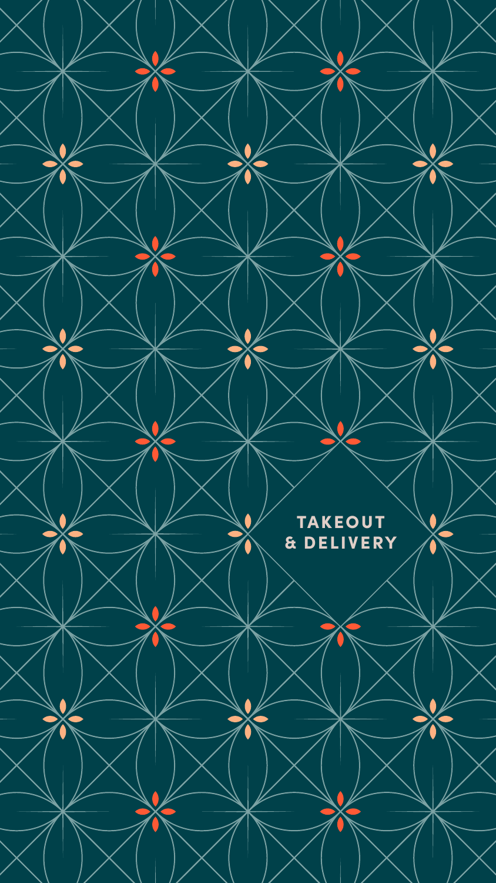# TAKEOUT & DELIVERY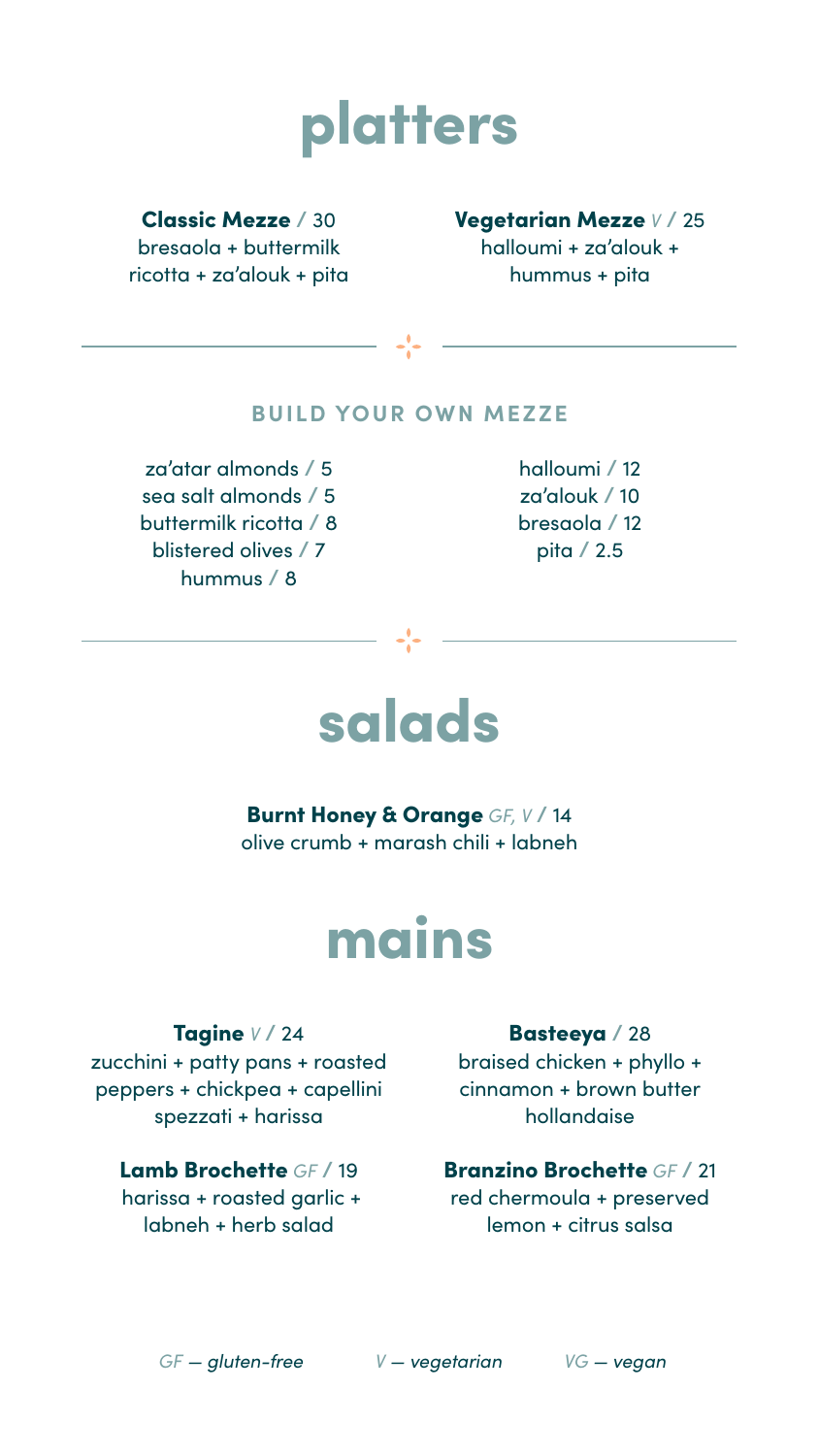# platters

**Classic Mezze** / 30
bresaola + buttermilk ricotta + za'alouk + pita

**Vegetarian Mezze** *V* / 25
halloumi + za'alouk + hummus + pita

### BUILD YOUR OWN MEZZE

za'atar almonds / 5
sea salt almonds / 5
buttermilk ricotta / 8
blistered olives / 7
hummus / 8
halloumi / 12
za'alouk / 10
bresaola / 12
pita / 2.5

# salads

**Burnt Honey & Orange** *GF, V* / 14
olive crumb + marash chili + labneh

# mains

**Tagine** *V* / 24
zucchini + patty pans + roasted peppers + chickpea + capellini spezzati + harissa

**Basteeya** / 28
braised chicken + phyllo + cinnamon + brown butter hollandaise

**Lamb Brochette** *GF* / 19
harissa + roasted garlic + labneh + herb salad

**Branzino Brochette** *GF* / 21
red chermoula + preserved lemon + citrus salsa

*GF — gluten-free* *V — vegetarian* *VG — vegan*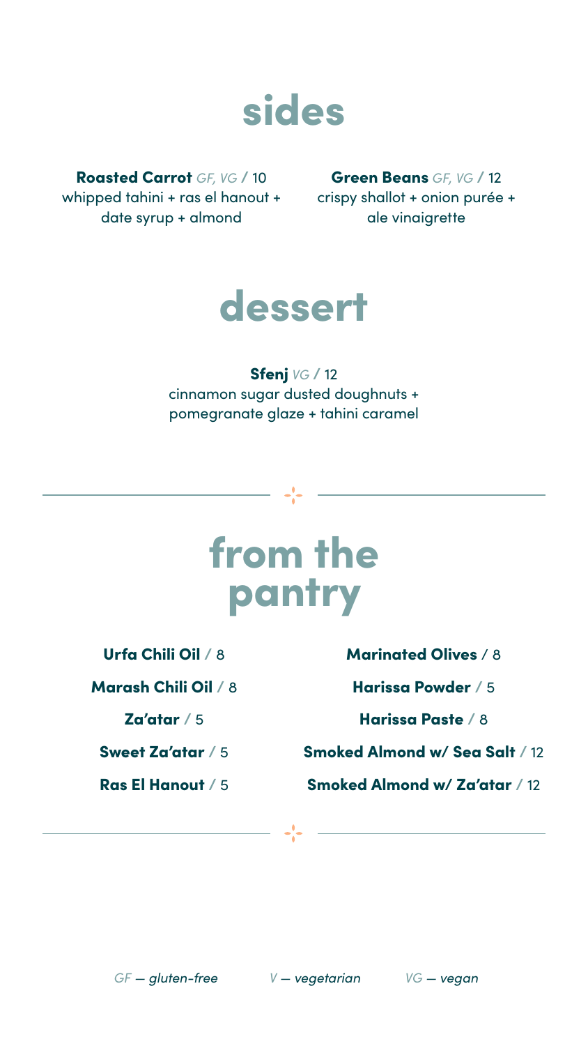# sides

**Roasted Carrot** *GF, VG* / 10
whipped tahini + ras el hanout + date syrup + almond

**Green Beans** *GF, VG* / 12
crispy shallot + onion purée + ale vinaigrette

# dessert

**Sfenj** *VG* / 12
cinnamon sugar dusted doughnuts + pomegranate glaze + tahini caramel

---

# from the pantry

**Urfa Chili Oil** / 8

**Marash Chili Oil** / 8

**Za'atar** / 5

**Sweet Za'atar** / 5

**Ras El Hanout** / 5

**Marinated Olives** / 8

**Harissa Powder** / 5

**Harissa Paste** / 8

**Smoked Almond w/ Sea Salt** / 12

**Smoked Almond w/ Za'atar** / 12

---

*GF — gluten-free* *V — vegetarian* *VG — vegan*